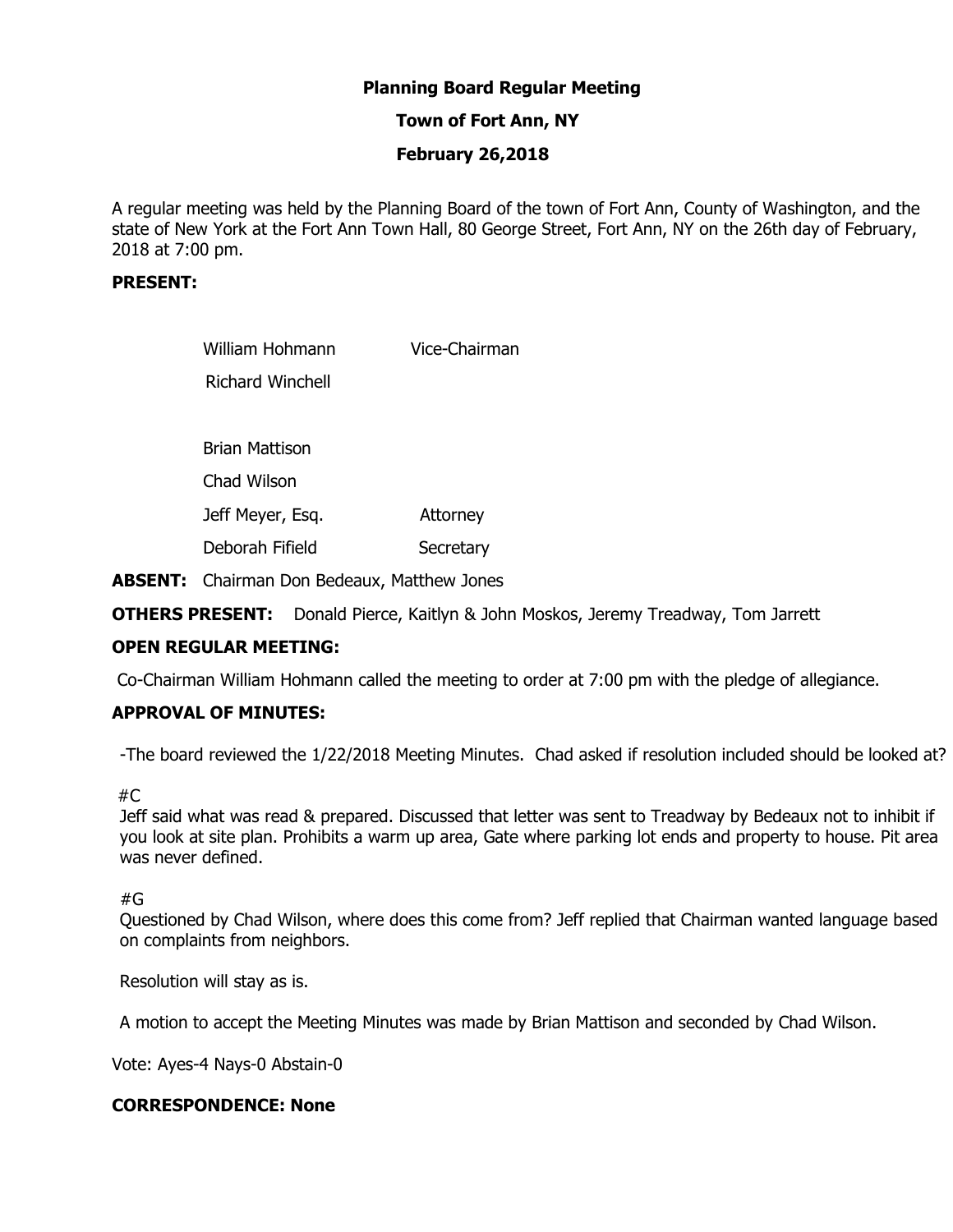**Planning Board Regular Meeting**

**Town of Fort Ann, NY**

**February 26,2018**

A regular meeting was held by the Planning Board of the town of Fort Ann, County of Washington, and the state of New York at the Fort Ann Town Hall, 80 George Street, Fort Ann, NY on the 26th day of February, 2018 at 7:00 pm.

**PRESENT:**

| | |
|---|---|
| William Hohmann | Vice-Chairman |
| Richard Winchell | |
| Brian Mattison | |
| Chad Wilson | |
| Jeff Meyer, Esq. | Attorney |
| Deborah Fifield | Secretary |

**ABSENT:** Chairman Don Bedeaux, Matthew Jones

**OTHERS PRESENT:** Donald Pierce, Kaitlyn & John Moskos, Jeremy Treadway, Tom Jarrett

**OPEN REGULAR MEETING:**

Co-Chairman William Hohmann called the meeting to order at 7:00 pm with the pledge of allegiance.

**APPROVAL OF MINUTES:**

-The board reviewed the 1/22/2018 Meeting Minutes. Chad asked if resolution included should be looked at?

#C
Jeff said what was read & prepared. Discussed that letter was sent to Treadway by Bedeaux not to inhibit if you look at site plan. Prohibits a warm up area, Gate where parking lot ends and property to house. Pit area was never defined.

#G
Questioned by Chad Wilson, where does this come from? Jeff replied that Chairman wanted language based on complaints from neighbors.

Resolution will stay as is.

A motion to accept the Meeting Minutes was made by Brian Mattison and seconded by Chad Wilson.

Vote: Ayes-4 Nays-0 Abstain-0

**CORRESPONDENCE: None**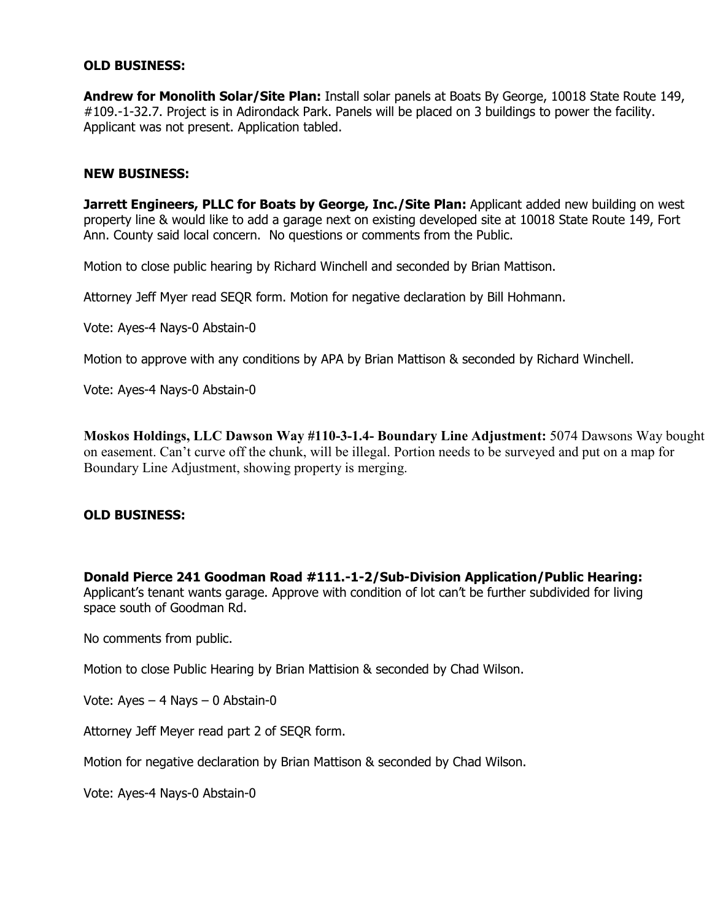**OLD BUSINESS:**

**Andrew for Monolith Solar/Site Plan:** Install solar panels at Boats By George, 10018 State Route 149, #109.-1-32.7. Project is in Adirondack Park. Panels will be placed on 3 buildings to power the facility. Applicant was not present. Application tabled.

**NEW BUSINESS:**

**Jarrett Engineers, PLLC for Boats by George, Inc./Site Plan:** Applicant added new building on west property line & would like to add a garage next on existing developed site at 10018 State Route 149, Fort Ann. County said local concern. No questions or comments from the Public.

Motion to close public hearing by Richard Winchell and seconded by Brian Mattison.

Attorney Jeff Myer read SEQR form. Motion for negative declaration by Bill Hohmann.

Vote: Ayes-4 Nays-0 Abstain-0

Motion to approve with any conditions by APA by Brian Mattison & seconded by Richard Winchell.

Vote: Ayes-4 Nays-0 Abstain-0

**Moskos Holdings, LLC Dawson Way #110-3-1.4- Boundary Line Adjustment:** 5074 Dawsons Way bought on easement. Can't curve off the chunk, will be illegal. Portion needs to be surveyed and put on a map for Boundary Line Adjustment, showing property is merging.

**OLD BUSINESS:**

**Donald Pierce 241 Goodman Road #111.-1-2/Sub-Division Application/Public Hearing:** Applicant's tenant wants garage. Approve with condition of lot can't be further subdivided for living space south of Goodman Rd.

No comments from public.

Motion to close Public Hearing by Brian Mattision & seconded by Chad Wilson.

Vote: Ayes – 4 Nays – 0 Abstain-0

Attorney Jeff Meyer read part 2 of SEQR form.

Motion for negative declaration by Brian Mattison & seconded by Chad Wilson.

Vote: Ayes-4 Nays-0 Abstain-0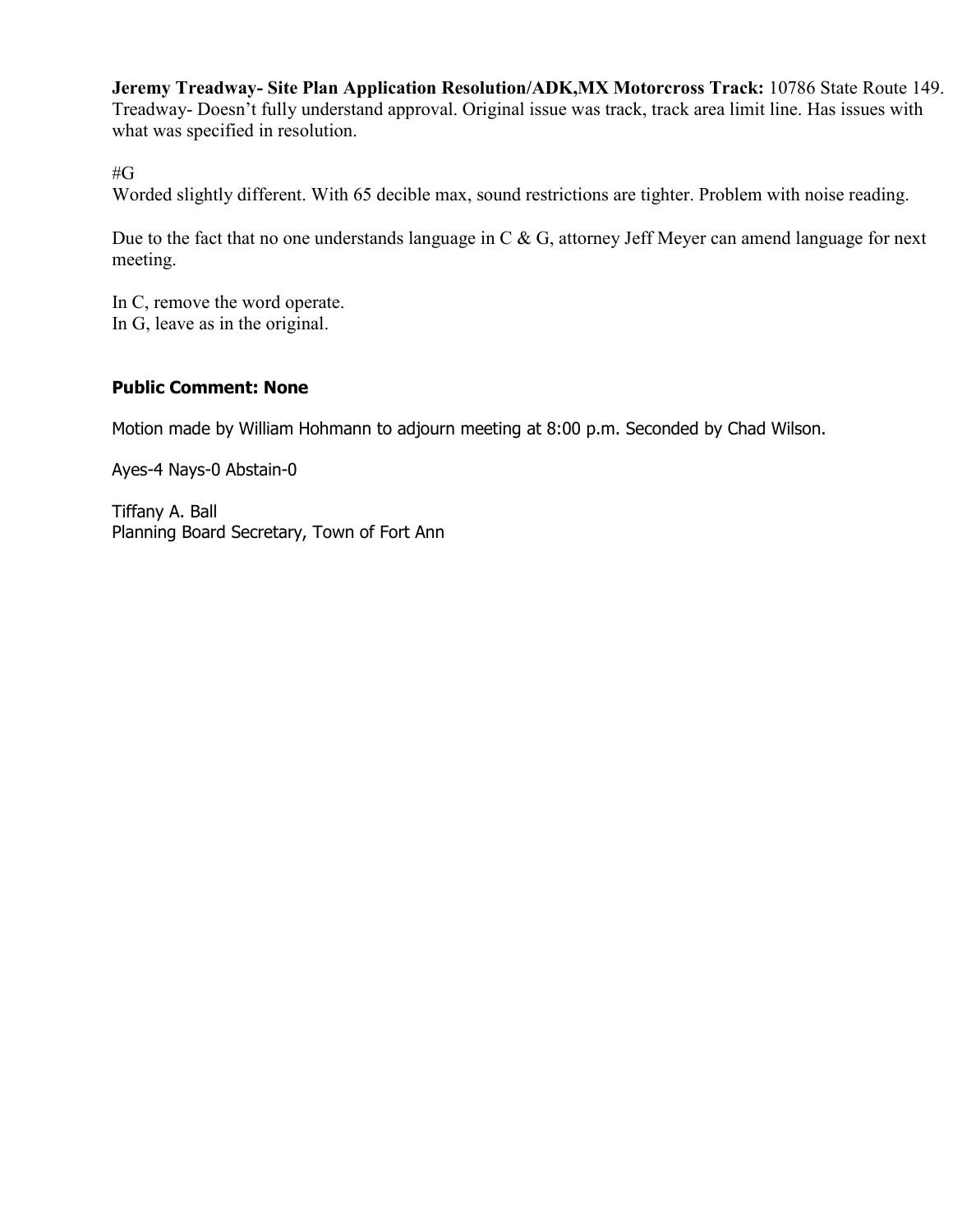**Jeremy Treadway- Site Plan Application Resolution/ADK,MX Motorcross Track:** 10786 State Route 149. Treadway- Doesn't fully understand approval. Original issue was track, track area limit line. Has issues with what was specified in resolution.

#G
Worded slightly different. With 65 decible max, sound restrictions are tighter. Problem with noise reading.

Due to the fact that no one understands language in C & G, attorney Jeff Meyer can amend language for next meeting.

In C, remove the word operate.
In G, leave as in the original.

**Public Comment: None**

Motion made by William Hohmann to adjourn meeting at 8:00 p.m. Seconded by Chad Wilson.

Ayes-4 Nays-0 Abstain-0

Tiffany A. Ball
Planning Board Secretary, Town of Fort Ann